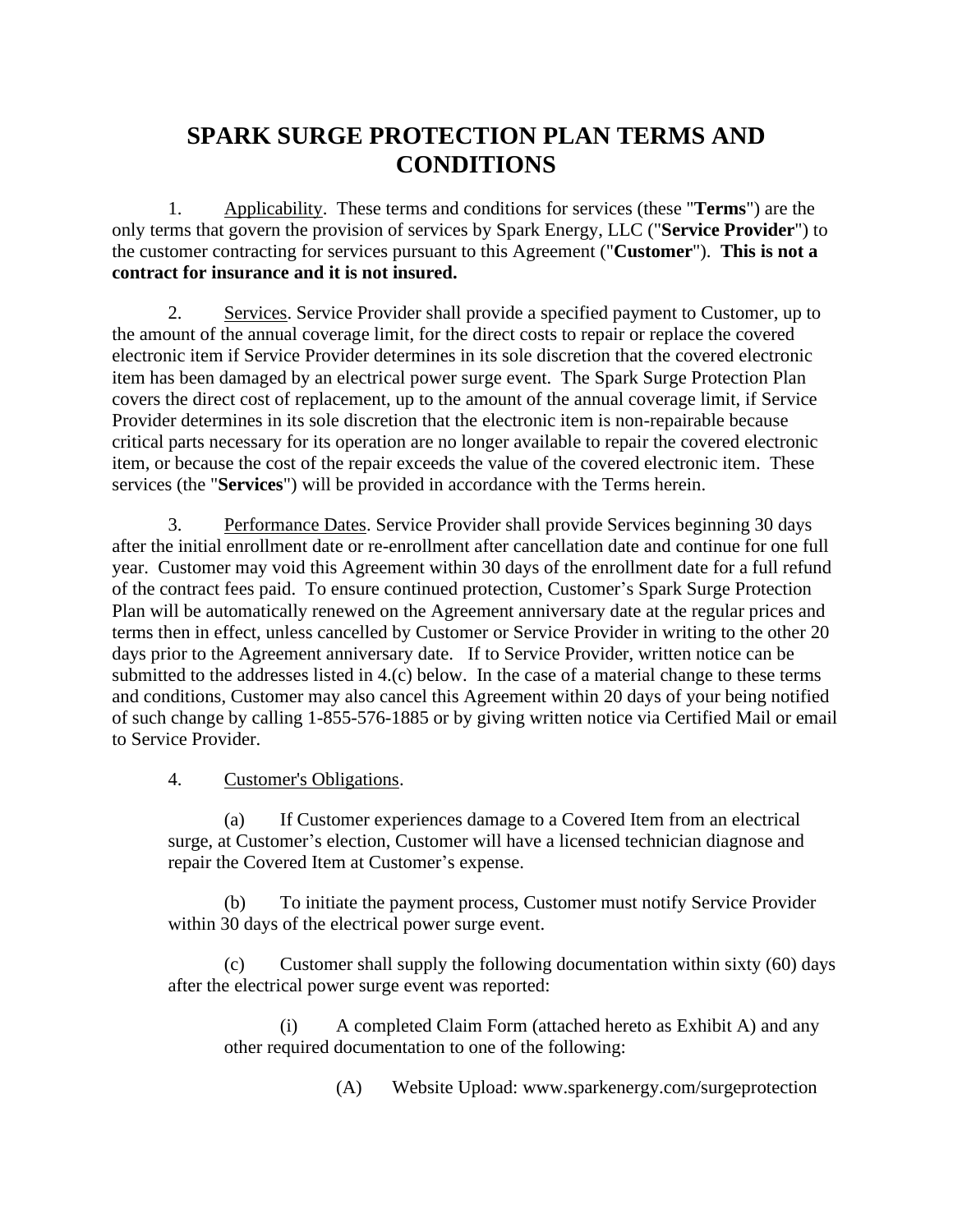# SPARK SURGE PROTECTION PLAN TERMS AND CONDITIONS

1. Applicability. These terms and conditions for services (these "**Terms**") are the only terms that govern the provision of services by Spark Energy, LLC ("**Service Provider**") to the customer contracting for services pursuant to this Agreement ("**Customer**"). **This is not a contract for insurance and it is not insured.**

2. Services. Service Provider shall provide a specified payment to Customer, up to the amount of the annual coverage limit, for the direct costs to repair or replace the covered electronic item if Service Provider determines in its sole discretion that the covered electronic item has been damaged by an electrical power surge event. The Spark Surge Protection Plan covers the direct cost of replacement, up to the amount of the annual coverage limit, if Service Provider determines in its sole discretion that the electronic item is non-repairable because critical parts necessary for its operation are no longer available to repair the covered electronic item, or because the cost of the repair exceeds the value of the covered electronic item. These services (the "**Services**") will be provided in accordance with the Terms herein.

3. Performance Dates. Service Provider shall provide Services beginning 30 days after the initial enrollment date or re-enrollment after cancellation date and continue for one full year. Customer may void this Agreement within 30 days of the enrollment date for a full refund of the contract fees paid. To ensure continued protection, Customer's Spark Surge Protection Plan will be automatically renewed on the Agreement anniversary date at the regular prices and terms then in effect, unless cancelled by Customer or Service Provider in writing to the other 20 days prior to the Agreement anniversary date. If to Service Provider, written notice can be submitted to the addresses listed in 4.(c) below. In the case of a material change to these terms and conditions, Customer may also cancel this Agreement within 20 days of your being notified of such change by calling 1-855-576-1885 or by giving written notice via Certified Mail or email to Service Provider.

4. Customer's Obligations.

   (a) If Customer experiences damage to a Covered Item from an electrical surge, at Customer's election, Customer will have a licensed technician diagnose and repair the Covered Item at Customer's expense.

   (b) To initiate the payment process, Customer must notify Service Provider within 30 days of the electrical power surge event.

   (c) Customer shall supply the following documentation within sixty (60) days after the electrical power surge event was reported:

      (i) A completed Claim Form (attached hereto as Exhibit A) and any other required documentation to one of the following:

         (A) Website Upload: www.sparkenergy.com/surgeprotection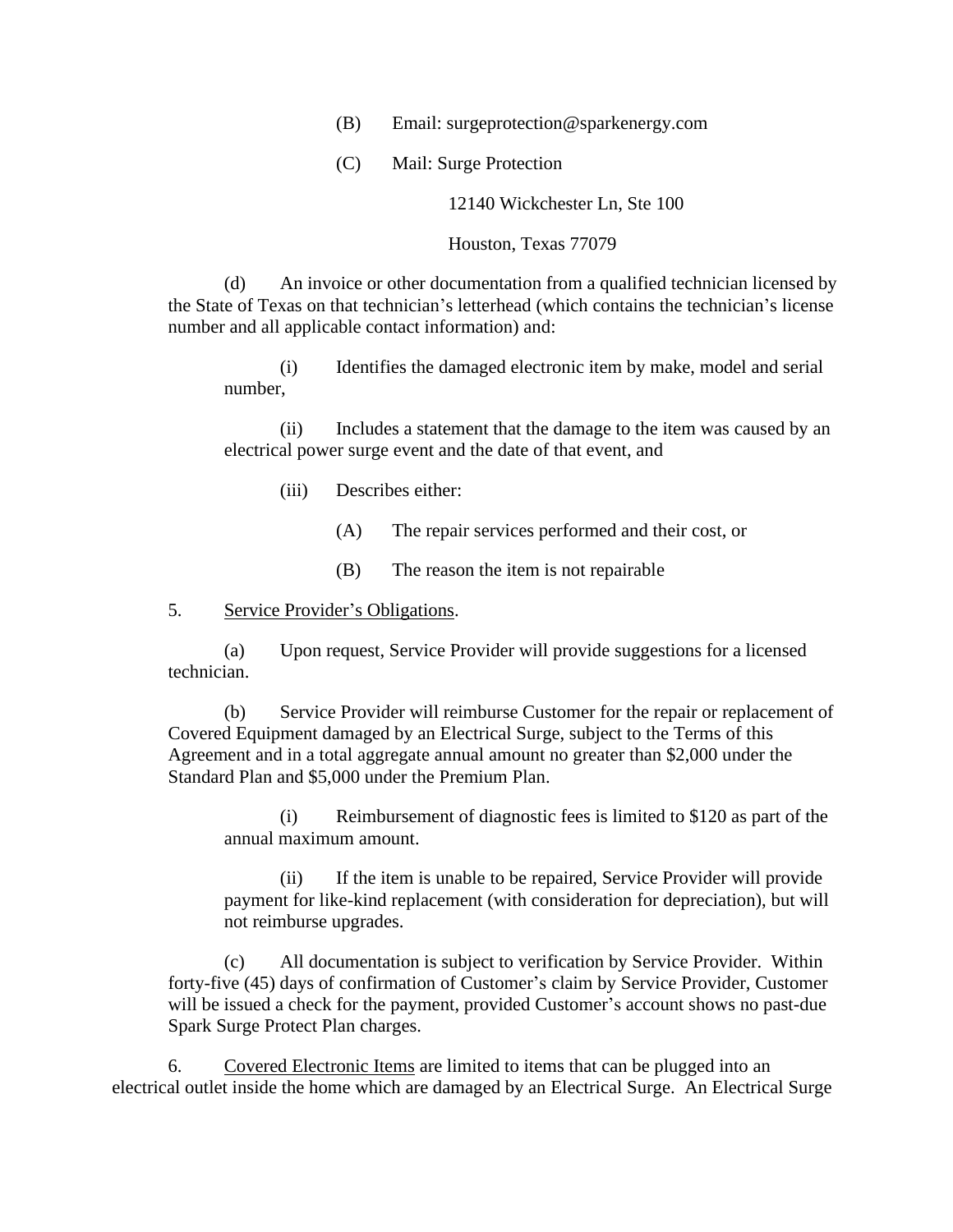(B) Email: surgeprotection@sparkenergy.com

(C) Mail: Surge Protection

12140 Wickchester Ln, Ste 100

Houston, Texas 77079

(d) An invoice or other documentation from a qualified technician licensed by the State of Texas on that technician's letterhead (which contains the technician's license number and all applicable contact information) and:

(i) Identifies the damaged electronic item by make, model and serial number,

(ii) Includes a statement that the damage to the item was caused by an electrical power surge event and the date of that event, and

(iii) Describes either:

(A) The repair services performed and their cost, or

(B) The reason the item is not repairable

5. <u>Service Provider's Obligations</u>.

(a) Upon request, Service Provider will provide suggestions for a licensed technician.

(b) Service Provider will reimburse Customer for the repair or replacement of Covered Equipment damaged by an Electrical Surge, subject to the Terms of this Agreement and in a total aggregate annual amount no greater than $2,000 under the Standard Plan and $5,000 under the Premium Plan.

(i) Reimbursement of diagnostic fees is limited to $120 as part of the annual maximum amount.

(ii) If the item is unable to be repaired, Service Provider will provide payment for like-kind replacement (with consideration for depreciation), but will not reimburse upgrades.

(c) All documentation is subject to verification by Service Provider. Within forty-five (45) days of confirmation of Customer's claim by Service Provider, Customer will be issued a check for the payment, provided Customer's account shows no past-due Spark Surge Protect Plan charges.

6. <u>Covered Electronic Items</u> are limited to items that can be plugged into an electrical outlet inside the home which are damaged by an Electrical Surge. An Electrical Surge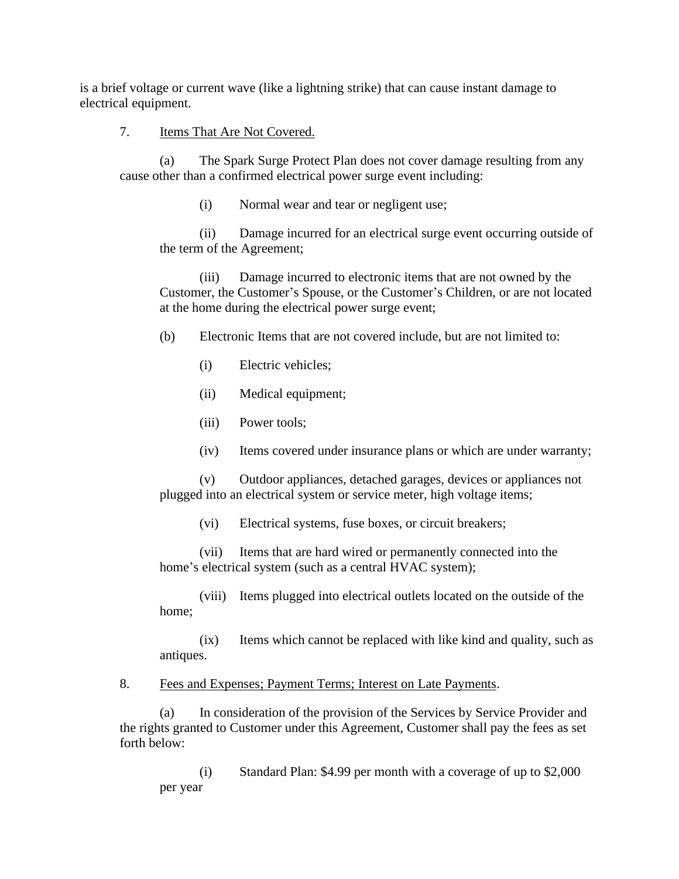is a brief voltage or current wave (like a lightning strike) that can cause instant damage to electrical equipment.

7. Items That Are Not Covered.

(a) The Spark Surge Protect Plan does not cover damage resulting from any cause other than a confirmed electrical power surge event including:

(i) Normal wear and tear or negligent use;

(ii) Damage incurred for an electrical surge event occurring outside of the term of the Agreement;

(iii) Damage incurred to electronic items that are not owned by the Customer, the Customer's Spouse, or the Customer's Children, or are not located at the home during the electrical power surge event;

(b) Electronic Items that are not covered include, but are not limited to:

(i) Electric vehicles;

(ii) Medical equipment;

(iii) Power tools;

(iv) Items covered under insurance plans or which are under warranty;

(v) Outdoor appliances, detached garages, devices or appliances not plugged into an electrical system or service meter, high voltage items;

(vi) Electrical systems, fuse boxes, or circuit breakers;

(vii) Items that are hard wired or permanently connected into the home's electrical system (such as a central HVAC system);

(viii) Items plugged into electrical outlets located on the outside of the home;

(ix) Items which cannot be replaced with like kind and quality, such as antiques.

8. Fees and Expenses; Payment Terms; Interest on Late Payments.

(a) In consideration of the provision of the Services by Service Provider and the rights granted to Customer under this Agreement, Customer shall pay the fees as set forth below:

(i) Standard Plan: $4.99 per month with a coverage of up to $2,000 per year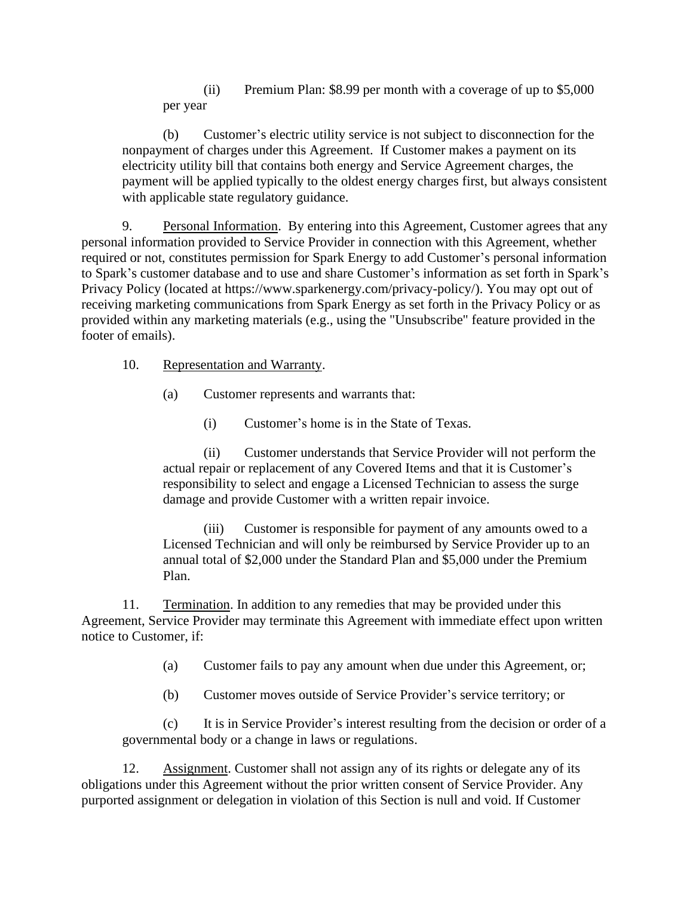(ii) Premium Plan: $8.99 per month with a coverage of up to $5,000 per year

(b) Customer's electric utility service is not subject to disconnection for the nonpayment of charges under this Agreement. If Customer makes a payment on its electricity utility bill that contains both energy and Service Agreement charges, the payment will be applied typically to the oldest energy charges first, but always consistent with applicable state regulatory guidance.

9. Personal Information. By entering into this Agreement, Customer agrees that any personal information provided to Service Provider in connection with this Agreement, whether required or not, constitutes permission for Spark Energy to add Customer's personal information to Spark's customer database and to use and share Customer's information as set forth in Spark's Privacy Policy (located at https://www.sparkenergy.com/privacy-policy/). You may opt out of receiving marketing communications from Spark Energy as set forth in the Privacy Policy or as provided within any marketing materials (e.g., using the "Unsubscribe" feature provided in the footer of emails).

10. Representation and Warranty.

(a) Customer represents and warrants that:

(i) Customer's home is in the State of Texas.

(ii) Customer understands that Service Provider will not perform the actual repair or replacement of any Covered Items and that it is Customer's responsibility to select and engage a Licensed Technician to assess the surge damage and provide Customer with a written repair invoice.

(iii) Customer is responsible for payment of any amounts owed to a Licensed Technician and will only be reimbursed by Service Provider up to an annual total of $2,000 under the Standard Plan and $5,000 under the Premium Plan.

11. Termination. In addition to any remedies that may be provided under this Agreement, Service Provider may terminate this Agreement with immediate effect upon written notice to Customer, if:

(a) Customer fails to pay any amount when due under this Agreement, or;

(b) Customer moves outside of Service Provider's service territory; or

(c) It is in Service Provider's interest resulting from the decision or order of a governmental body or a change in laws or regulations.

12. Assignment. Customer shall not assign any of its rights or delegate any of its obligations under this Agreement without the prior written consent of Service Provider. Any purported assignment or delegation in violation of this Section is null and void. If Customer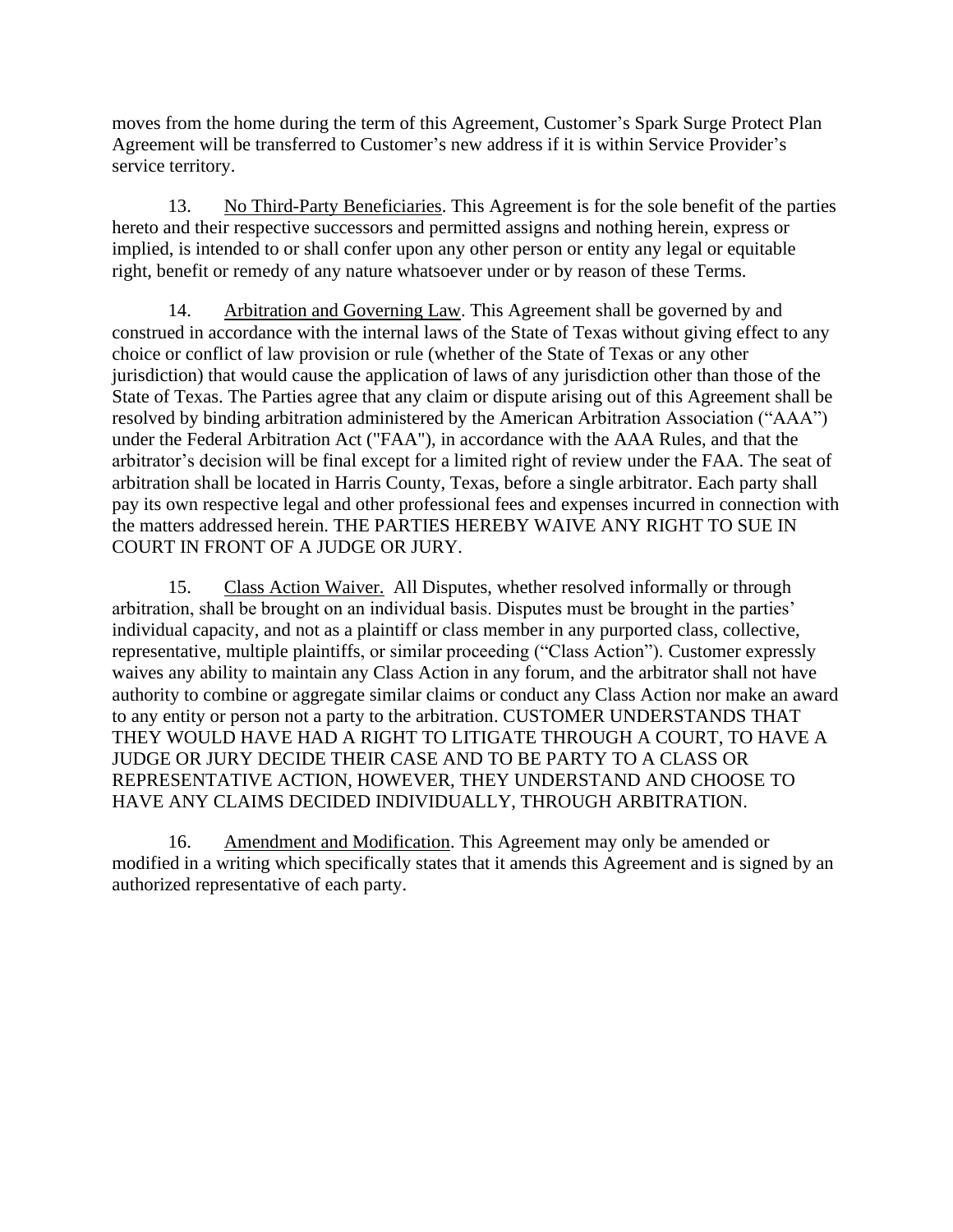moves from the home during the term of this Agreement, Customer's Spark Surge Protect Plan Agreement will be transferred to Customer's new address if it is within Service Provider's service territory.

13. No Third-Party Beneficiaries. This Agreement is for the sole benefit of the parties hereto and their respective successors and permitted assigns and nothing herein, express or implied, is intended to or shall confer upon any other person or entity any legal or equitable right, benefit or remedy of any nature whatsoever under or by reason of these Terms.

14. Arbitration and Governing Law. This Agreement shall be governed by and construed in accordance with the internal laws of the State of Texas without giving effect to any choice or conflict of law provision or rule (whether of the State of Texas or any other jurisdiction) that would cause the application of laws of any jurisdiction other than those of the State of Texas. The Parties agree that any claim or dispute arising out of this Agreement shall be resolved by binding arbitration administered by the American Arbitration Association ("AAA") under the Federal Arbitration Act ("FAA"), in accordance with the AAA Rules, and that the arbitrator's decision will be final except for a limited right of review under the FAA. The seat of arbitration shall be located in Harris County, Texas, before a single arbitrator. Each party shall pay its own respective legal and other professional fees and expenses incurred in connection with the matters addressed herein. THE PARTIES HEREBY WAIVE ANY RIGHT TO SUE IN COURT IN FRONT OF A JUDGE OR JURY.

15. Class Action Waiver. All Disputes, whether resolved informally or through arbitration, shall be brought on an individual basis. Disputes must be brought in the parties' individual capacity, and not as a plaintiff or class member in any purported class, collective, representative, multiple plaintiffs, or similar proceeding ("Class Action"). Customer expressly waives any ability to maintain any Class Action in any forum, and the arbitrator shall not have authority to combine or aggregate similar claims or conduct any Class Action nor make an award to any entity or person not a party to the arbitration. CUSTOMER UNDERSTANDS THAT THEY WOULD HAVE HAD A RIGHT TO LITIGATE THROUGH A COURT, TO HAVE A JUDGE OR JURY DECIDE THEIR CASE AND TO BE PARTY TO A CLASS OR REPRESENTATIVE ACTION, HOWEVER, THEY UNDERSTAND AND CHOOSE TO HAVE ANY CLAIMS DECIDED INDIVIDUALLY, THROUGH ARBITRATION.

16. Amendment and Modification. This Agreement may only be amended or modified in a writing which specifically states that it amends this Agreement and is signed by an authorized representative of each party.